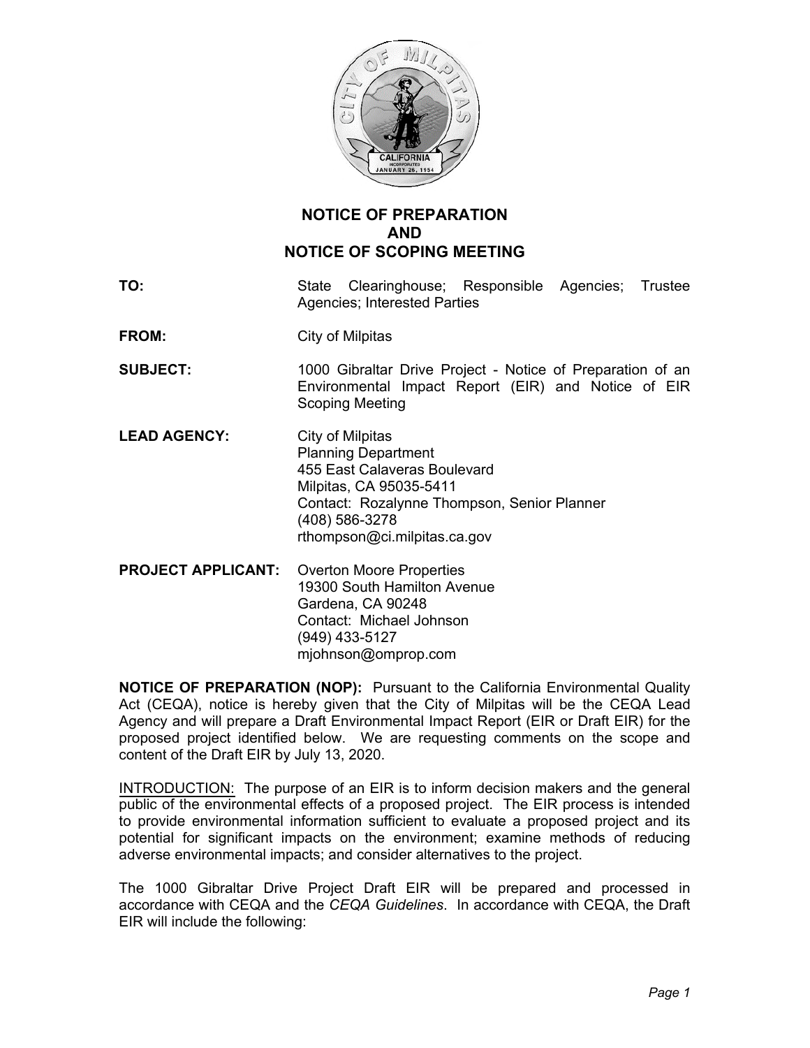# NOTICE OF PREPARATION AND NOTICE OF SCOPING MEETING

**TO:** State Clearinghouse; Responsible Agencies; Trustee Agencies; Interested Parties

**FROM:** City of Milpitas

**SUBJECT:** 1000 Gibraltar Drive Project - Notice of Preparation of an Environmental Impact Report (EIR) and Notice of EIR Scoping Meeting

**LEAD AGENCY:** City of Milpitas
Planning Department
455 East Calaveras Boulevard
Milpitas, CA 95035-5411
Contact: Rozalynne Thompson, Senior Planner
(408) 586-3278
rthompson@ci.milpitas.ca.gov

**PROJECT APPLICANT:** Overton Moore Properties
19300 South Hamilton Avenue
Gardena, CA 90248
Contact: Michael Johnson
(949) 433-5127
mjohnson@omprop.com

**NOTICE OF PREPARATION (NOP):** Pursuant to the California Environmental Quality Act (CEQA), notice is hereby given that the City of Milpitas will be the CEQA Lead Agency and will prepare a Draft Environmental Impact Report (EIR or Draft EIR) for the proposed project identified below. We are requesting comments on the scope and content of the Draft EIR by July 13, 2020.

INTRODUCTION: The purpose of an EIR is to inform decision makers and the general public of the environmental effects of a proposed project. The EIR process is intended to provide environmental information sufficient to evaluate a proposed project and its potential for significant impacts on the environment; examine methods of reducing adverse environmental impacts; and consider alternatives to the project.

The 1000 Gibraltar Drive Project Draft EIR will be prepared and processed in accordance with CEQA and the *CEQA Guidelines*. In accordance with CEQA, the Draft EIR will include the following: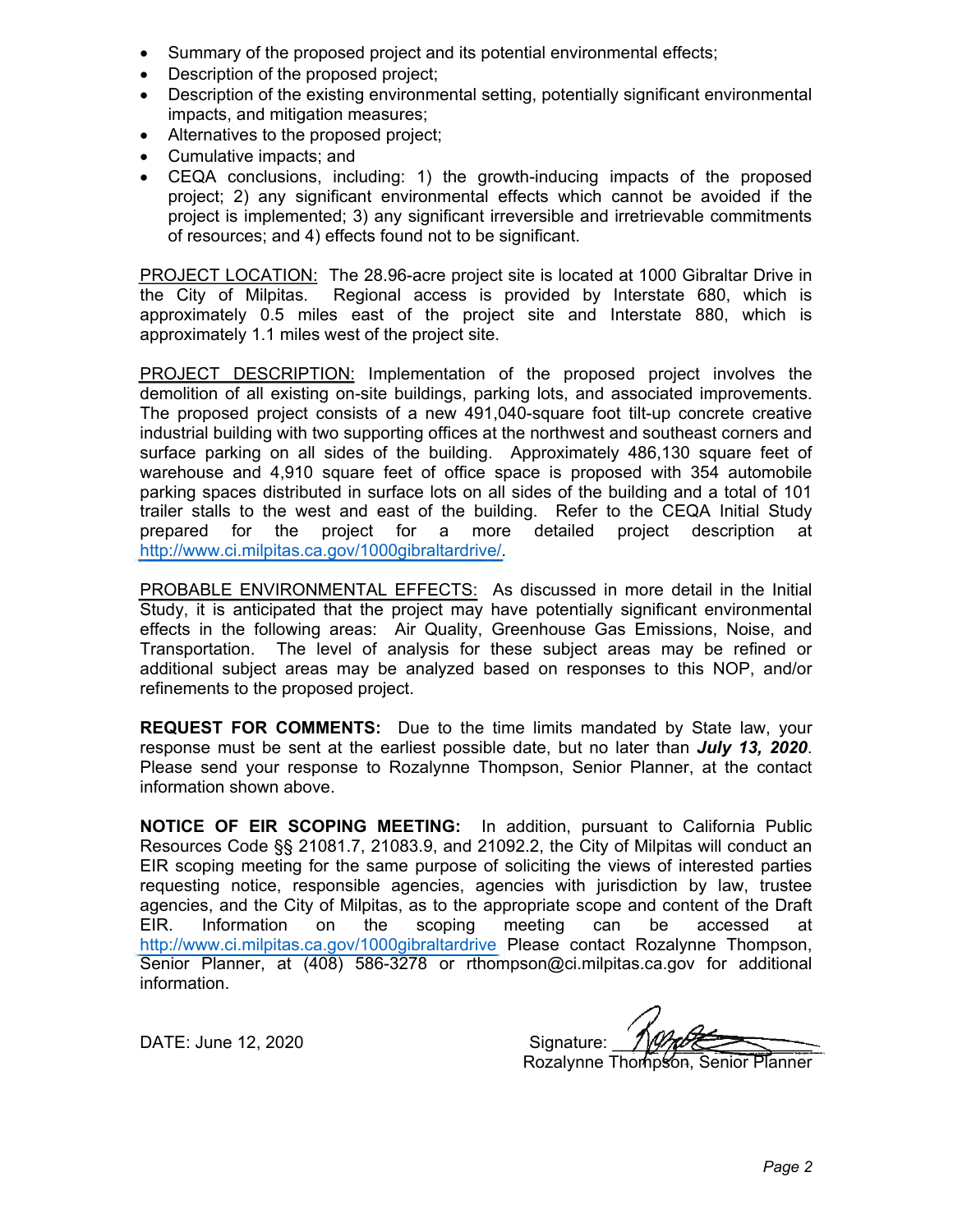- Summary of the proposed project and its potential environmental effects;
- Description of the proposed project;
- Description of the existing environmental setting, potentially significant environmental impacts, and mitigation measures;
- Alternatives to the proposed project;
- Cumulative impacts; and
- CEQA conclusions, including: 1) the growth-inducing impacts of the proposed project; 2) any significant environmental effects which cannot be avoided if the project is implemented; 3) any significant irreversible and irretrievable commitments of resources; and 4) effects found not to be significant.

<u>PROJECT LOCATION:</u> The 28.96-acre project site is located at 1000 Gibraltar Drive in the City of Milpitas. Regional access is provided by Interstate 680, which is approximately 0.5 miles east of the project site and Interstate 880, which is approximately 1.1 miles west of the project site.

<u>PROJECT DESCRIPTION:</u> Implementation of the proposed project involves the demolition of all existing on-site buildings, parking lots, and associated improvements. The proposed project consists of a new 491,040-square foot tilt-up concrete creative industrial building with two supporting offices at the northwest and southeast corners and surface parking on all sides of the building. Approximately 486,130 square feet of warehouse and 4,910 square feet of office space is proposed with 354 automobile parking spaces distributed in surface lots on all sides of the building and a total of 101 trailer stalls to the west and east of the building. Refer to the CEQA Initial Study prepared for the project for a more detailed project description at http://www.ci.milpitas.ca.gov/1000gibraltardrive/.

<u>PROBABLE ENVIRONMENTAL EFFECTS:</u> As discussed in more detail in the Initial Study, it is anticipated that the project may have potentially significant environmental effects in the following areas: Air Quality, Greenhouse Gas Emissions, Noise, and Transportation. The level of analysis for these subject areas may be refined or additional subject areas may be analyzed based on responses to this NOP, and/or refinements to the proposed project.

**REQUEST FOR COMMENTS:** Due to the time limits mandated by State law, your response must be sent at the earliest possible date, but no later than ***July 13, 2020***. Please send your response to Rozalynne Thompson, Senior Planner, at the contact information shown above.

**NOTICE OF EIR SCOPING MEETING:** In addition, pursuant to California Public Resources Code §§ 21081.7, 21083.9, and 21092.2, the City of Milpitas will conduct an EIR scoping meeting for the same purpose of soliciting the views of interested parties requesting notice, responsible agencies, agencies with jurisdiction by law, trustee agencies, and the City of Milpitas, as to the appropriate scope and content of the Draft EIR. Information on the scoping meeting can be accessed at http://www.ci.milpitas.ca.gov/1000gibraltardrive Please contact Rozalynne Thompson, Senior Planner, at (408) 586-3278 or rthompson@ci.milpitas.ca.gov for additional information.

DATE: June 12, 2020

Signature: ____________________
Rozalynne Thompson, Senior Planner